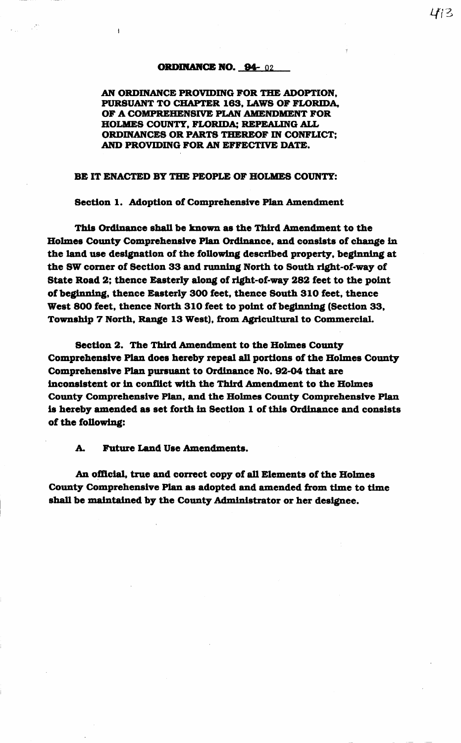# ORDINANCE NO. 94-02

**AN ORDINANCE PROVIDING FOR THE ADOPTION, PURSUANT TO CHAPTER 163, LAWS OF FLORIDA, OF A COMPREHENSIVE PLAN AMENDMENT FOR HOLMES COUNTY, FLORIDA; REPEALING ALL ORDINANCES OR PARTS THEREOF IN CONFLICT; AND PROVIDING FOR AN EFFECTIVE DATE.**

**BE IT ENACTED BY THE PEOPLE OF HOLMES COUNTY:**

**Section 1. Adoption of Comprehensive Plan Amendment**

**This Ordinance shall be known as the Third Amendment to the Holmes County Comprehensive Plan Ordinance, and consists of change in the land use designation of the following described property, beginning at the SW corner of Section 33 and running North to South right-of-way of State Road 2; thence Easterly along of right-of-way 282 feet to the point of beginning, thence Easterly 300 feet, thence South 310 feet, thence West 800 feet, thence North 310 feet to point of beginning (Section 33, Township 7 North, Range 13 West), from Agricultural to Commercial.**

**Section 2. The Third Amendment to the Holmes County Comprehensive Plan does hereby repeal all portions of the Holmes County Comprehensive Plan pursuant to Ordinance No. 92-04 that are inconsistent or in conflict with the Third Amendment to the Holmes County Comprehensive Plan, and the Holmes County Comprehensive Plan is hereby amended as set forth in Section 1 of this Ordinance and consists of the following:**

**A. Future Land Use Amendments.**

**An official, true and correct copy of all Elements of the Holmes County Comprehensive Plan as adopted and amended from time to time shall be maintained by the County Administrator or her designee.**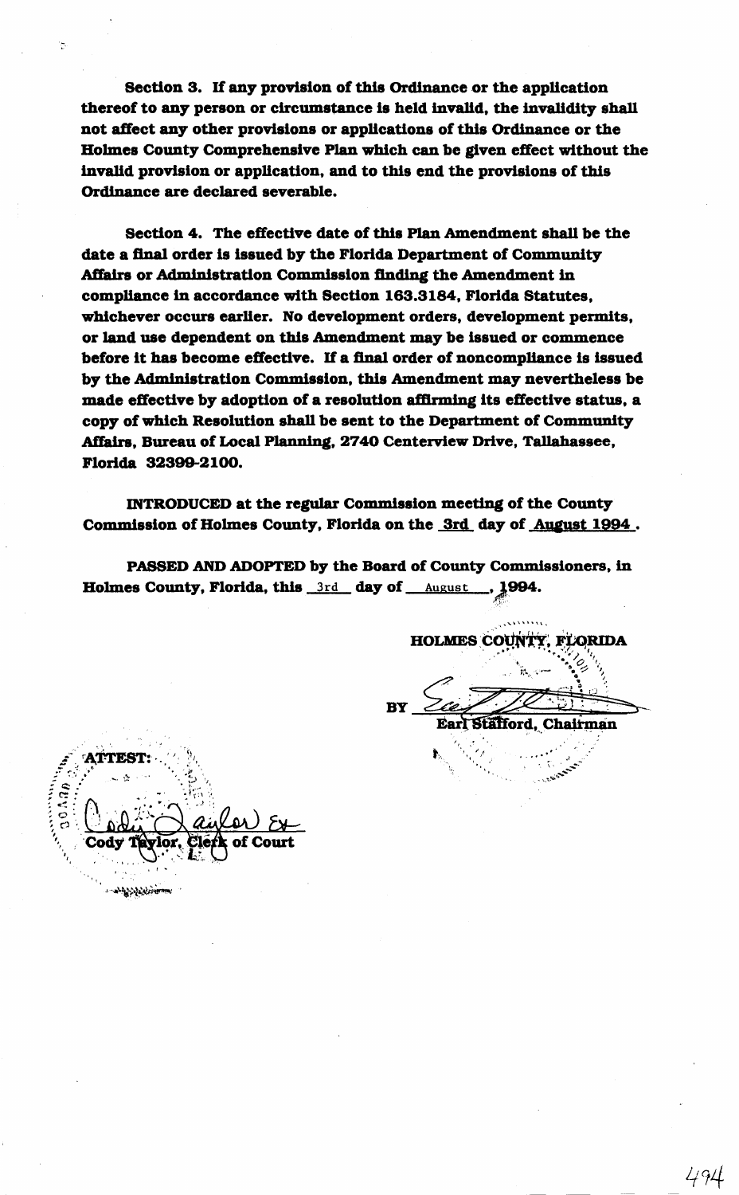**Section 3. If any provision of this Ordinance or the application thereof to any person or circumstance is held invalid, the invalidity shall not affect any other provisions or applications of this Ordinance or the Holmes County Comprehensive Plan which can be given effect without the invalid provision or application, and to this end the provisions of this Ordinance are declared severable.**

**Section 4. The effective date of this Plan Amendment shall be the date a final order is issued by the Florida Department of Community Affairs or Administration Commission finding the Amendment in compliance in accordance with Section 163.3184, Florida Statutes, whichever occurs earlier. No development orders, development permits, or land use dependent on this Amendment may be issued or commence before it has become effective. If a final order of noncompliance is issued by the Administration Commission, this Amendment may nevertheless be made effective by adoption of a resolution affirming its effective status, a copy of which Resolution shall be sent to the Department of Community Affairs, Bureau of Local Planning, 2740 Centerview Drive, Tallahassee, Florida 32399-2100.**

**INTRODUCED at the regular Commission meeting of the County Commission of Holmes County, Florida on the 3rd day of August 1994.**

**PASSED AND ADOPTED by the Board of County Commissioners, in Holmes County, Florida, this 3rd day of August, 1994.**

**HOLMES COUNTY, FLORIDA**

**BY** ______________________
**Earl Stafford, Chairman**

**ATTEST:**

______________________ Ex
**Cody Taylor, Clerk of Court**